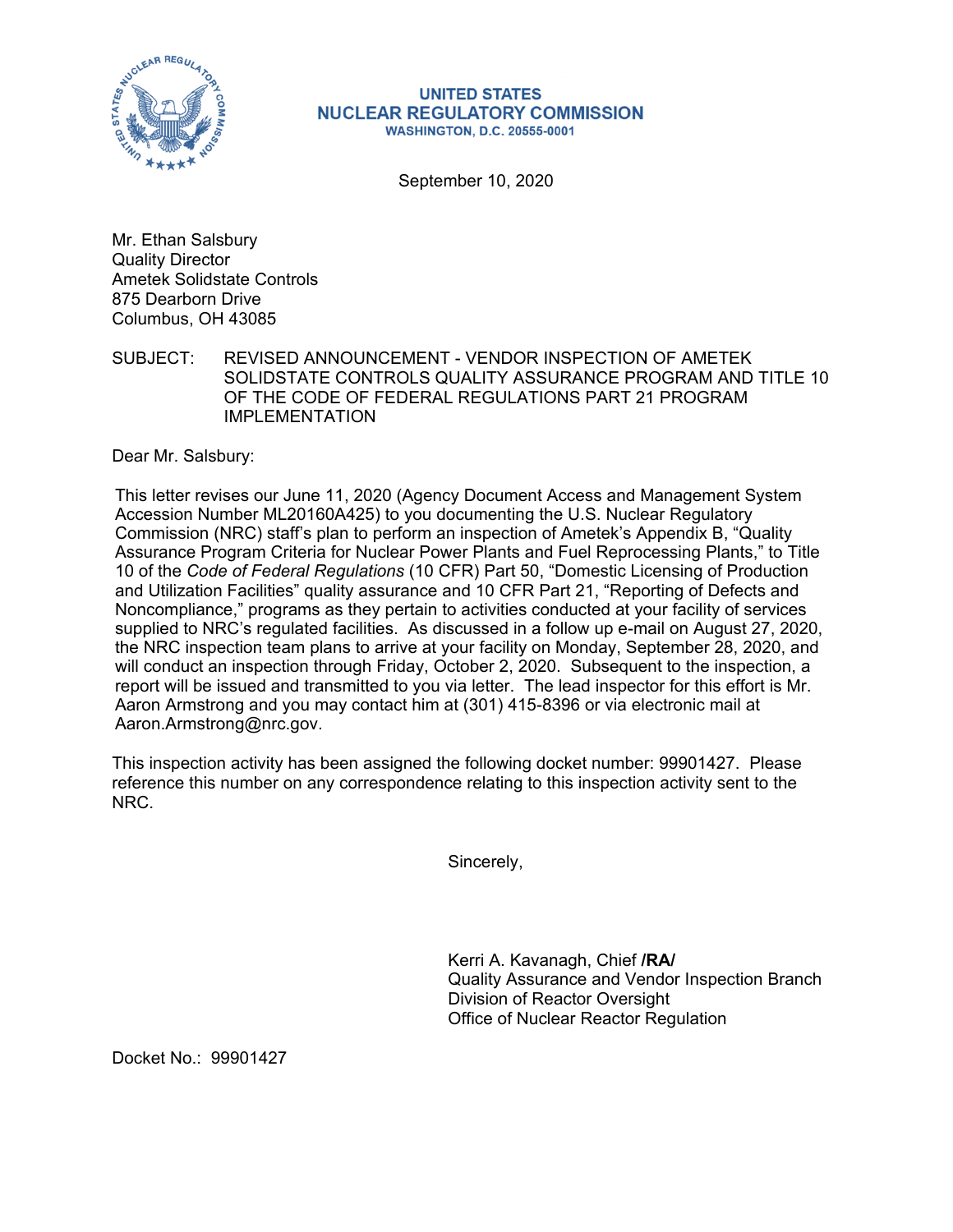**UNITED STATES**
**NUCLEAR REGULATORY COMMISSION**
**WASHINGTON, D.C. 20555-0001**

September 10, 2020

Mr. Ethan Salsbury
Quality Director
Ametek Solidstate Controls
875 Dearborn Drive
Columbus, OH 43085

SUBJECT: REVISED ANNOUNCEMENT - VENDOR INSPECTION OF AMETEK SOLIDSTATE CONTROLS QUALITY ASSURANCE PROGRAM AND TITLE 10 OF THE CODE OF FEDERAL REGULATIONS PART 21 PROGRAM IMPLEMENTATION

Dear Mr. Salsbury:

This letter revises our June 11, 2020 (Agency Document Access and Management System Accession Number ML20160A425) to you documenting the U.S. Nuclear Regulatory Commission (NRC) staff's plan to perform an inspection of Ametek's Appendix B, "Quality Assurance Program Criteria for Nuclear Power Plants and Fuel Reprocessing Plants," to Title 10 of the *Code of Federal Regulations* (10 CFR) Part 50, "Domestic Licensing of Production and Utilization Facilities" quality assurance and 10 CFR Part 21, "Reporting of Defects and Noncompliance," programs as they pertain to activities conducted at your facility of services supplied to NRC's regulated facilities. As discussed in a follow up e-mail on August 27, 2020, the NRC inspection team plans to arrive at your facility on Monday, September 28, 2020, and will conduct an inspection through Friday, October 2, 2020. Subsequent to the inspection, a report will be issued and transmitted to you via letter. The lead inspector for this effort is Mr. Aaron Armstrong and you may contact him at (301) 415-8396 or via electronic mail at Aaron.Armstrong@nrc.gov.

This inspection activity has been assigned the following docket number: 99901427. Please reference this number on any correspondence relating to this inspection activity sent to the NRC.

Sincerely,

Kerri A. Kavanagh, Chief **/RA/**
Quality Assurance and Vendor Inspection Branch
Division of Reactor Oversight
Office of Nuclear Reactor Regulation

Docket No.: 99901427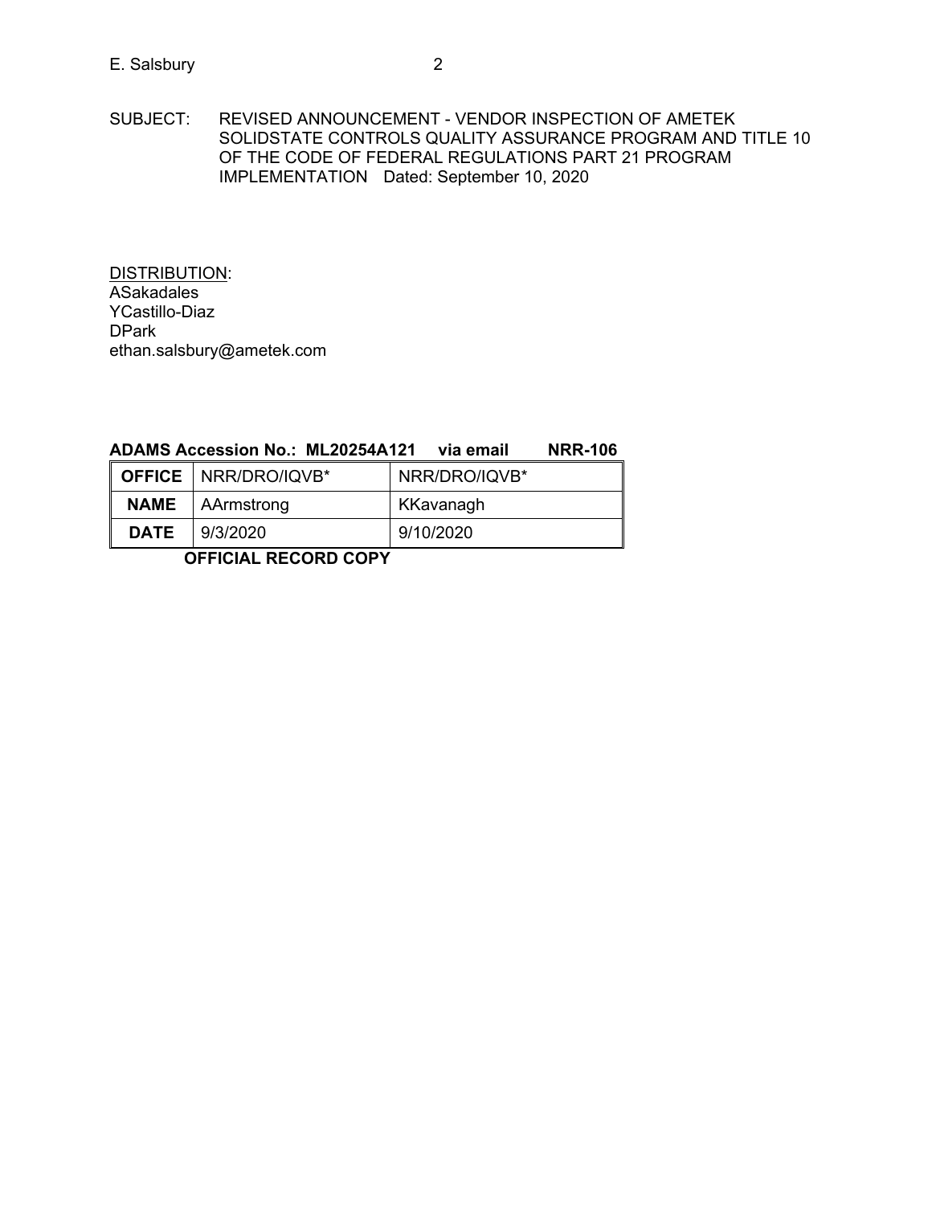SUBJECT: REVISED ANNOUNCEMENT - VENDOR INSPECTION OF AMETEK SOLIDSTATE CONTROLS QUALITY ASSURANCE PROGRAM AND TITLE 10 OF THE CODE OF FEDERAL REGULATIONS PART 21 PROGRAM IMPLEMENTATION Dated: September 10, 2020

DISTRIBUTION:
ASakadales
YCastillo-Diaz
DPark
ethan.salsbury@ametek.com

**ADAMS Accession No.: ML20254A121 via email NRR-106**

| **OFFICE** | NRR/DRO/IQVB* | NRR/DRO/IQVB* |
|---|---|---|
| **NAME** | AArmstrong | KKavanagh |
| **DATE** | 9/3/2020 | 9/10/2020 |

**OFFICIAL RECORD COPY**